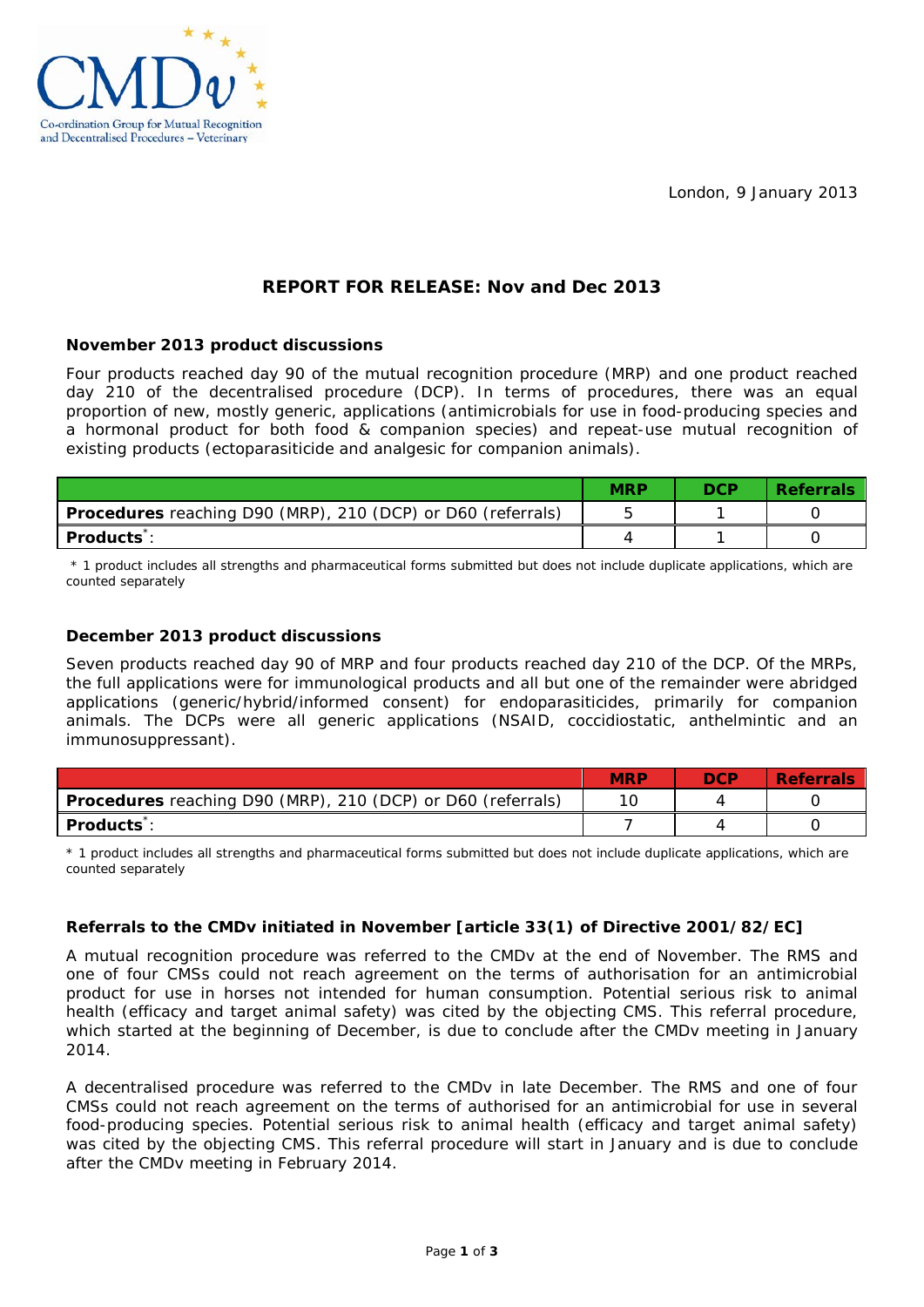CMDv

Co-ordination Group for Mutual Recognition and Decentralised Procedures – Veterinary

London, 9 January 2013

## REPORT FOR RELEASE: Nov and Dec 2013

### November 2013 product discussions

Four products reached day 90 of the mutual recognition procedure (MRP) and one product reached day 210 of the decentralised procedure (DCP). In terms of procedures, there was an equal proportion of new, mostly generic, applications (antimicrobials for use in food-producing species and a hormonal product for both food & companion species) and repeat-use mutual recognition of existing products (ectoparasiticide and analgesic for companion animals).

| | MRP | DCP | Referrals |
|---|---|---|---|
| **Procedures** reaching D90 (MRP), 210 (DCP) or D60 (referrals) | 5 | 1 | 0 |
| **Products**[*]: | 4 | 1 | 0 |

* 1 product includes all strengths and pharmaceutical forms submitted but does not include duplicate applications, which are counted separately

### December 2013 product discussions

Seven products reached day 90 of MRP and four products reached day 210 of the DCP. Of the MRPs, the full applications were for immunological products and all but one of the remainder were abridged applications (generic/hybrid/informed consent) for endoparasiticides, primarily for companion animals. The DCPs were all generic applications (NSAID, coccidiostatic, anthelmintic and an immunosuppressant).

| | MRP | DCP | Referrals |
|---|---|---|---|
| **Procedures** reaching D90 (MRP), 210 (DCP) or D60 (referrals) | 10 | 4 | 0 |
| **Products**[*]: | 7 | 4 | 0 |

* 1 product includes all strengths and pharmaceutical forms submitted but does not include duplicate applications, which are counted separately

### Referrals to the CMDv initiated in November [article 33(1) of Directive 2001/82/EC]

A mutual recognition procedure was referred to the CMDv at the end of November. The RMS and one of four CMSs could not reach agreement on the terms of authorisation for an antimicrobial product for use in horses not intended for human consumption. Potential serious risk to animal health (efficacy and target animal safety) was cited by the objecting CMS. This referral procedure, which started at the beginning of December, is due to conclude after the CMDv meeting in January 2014.

A decentralised procedure was referred to the CMDv in late December. The RMS and one of four CMSs could not reach agreement on the terms of authorised for an antimicrobial for use in several food-producing species. Potential serious risk to animal health (efficacy and target animal safety) was cited by the objecting CMS. This referral procedure will start in January and is due to conclude after the CMDv meeting in February 2014.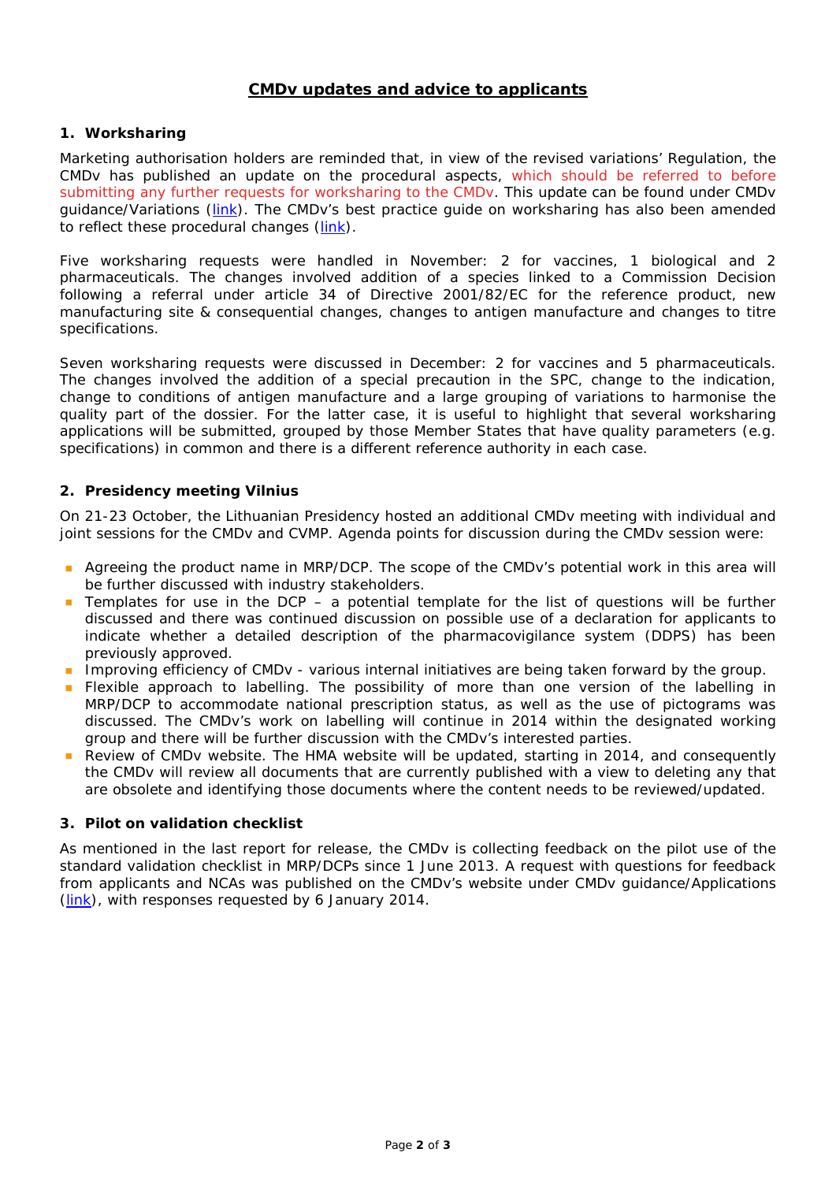# CMDv updates and advice to applicants

## 1. Worksharing

Marketing authorisation holders are reminded that, in view of the revised variations' Regulation, the CMDv has published an update on the procedural aspects, which should be referred to before submitting any further requests for worksharing to the CMDv. This update can be found under CMDv guidance/Variations (link). The CMDv's best practice guide on worksharing has also been amended to reflect these procedural changes (link).

Five worksharing requests were handled in November: 2 for vaccines, 1 biological and 2 pharmaceuticals. The changes involved addition of a species linked to a Commission Decision following a referral under article 34 of Directive 2001/82/EC for the reference product, new manufacturing site & consequential changes, changes to antigen manufacture and changes to titre specifications.

Seven worksharing requests were discussed in December: 2 for vaccines and 5 pharmaceuticals. The changes involved the addition of a special precaution in the SPC, change to the indication, change to conditions of antigen manufacture and a large grouping of variations to harmonise the quality part of the dossier. For the latter case, it is useful to highlight that several worksharing applications will be submitted, grouped by those Member States that have quality parameters (e.g. specifications) in common and there is a different reference authority in each case.

## 2. Presidency meeting Vilnius

On 21-23 October, the Lithuanian Presidency hosted an additional CMDv meeting with individual and joint sessions for the CMDv and CVMP. Agenda points for discussion during the CMDv session were:

- Agreeing the product name in MRP/DCP. The scope of the CMDv's potential work in this area will be further discussed with industry stakeholders.
- Templates for use in the DCP – a potential template for the list of questions will be further discussed and there was continued discussion on possible use of a declaration for applicants to indicate whether a detailed description of the pharmacovigilance system (DDPS) has been previously approved.
- Improving efficiency of CMDv - various internal initiatives are being taken forward by the group.
- Flexible approach to labelling. The possibility of more than one version of the labelling in MRP/DCP to accommodate national prescription status, as well as the use of pictograms was discussed. The CMDv's work on labelling will continue in 2014 within the designated working group and there will be further discussion with the CMDv's interested parties.
- Review of CMDv website. The HMA website will be updated, starting in 2014, and consequently the CMDv will review all documents that are currently published with a view to deleting any that are obsolete and identifying those documents where the content needs to be reviewed/updated.

## 3. Pilot on validation checklist

As mentioned in the last report for release, the CMDv is collecting feedback on the pilot use of the standard validation checklist in MRP/DCPs since 1 June 2013. A request with questions for feedback from applicants and NCAs was published on the CMDv's website under CMDv guidance/Applications (link), with responses requested by 6 January 2014.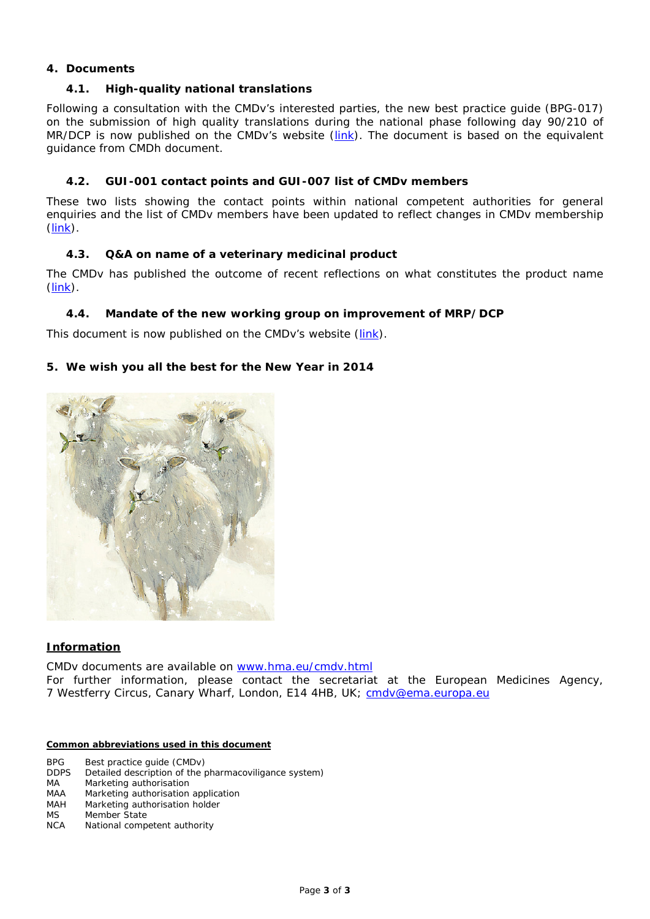## 4. Documents

### 4.1. High-quality national translations

Following a consultation with the CMDv's interested parties, the new best practice guide (BPG-017) on the submission of high quality translations during the national phase following day 90/210 of MR/DCP is now published on the CMDv's website (link). The document is based on the equivalent guidance from CMDh document.

### 4.2. GUI-001 contact points and GUI-007 list of CMDv members

These two lists showing the contact points within national competent authorities for general enquiries and the list of CMDv members have been updated to reflect changes in CMDv membership (link).

### 4.3. Q&A on name of a veterinary medicinal product

The CMDv has published the outcome of recent reflections on what constitutes the product name (link).

### 4.4. Mandate of the new working group on improvement of MRP/DCP

This document is now published on the CMDv's website (link).

## 5. We wish you all the best for the New Year in 2014

**Information**

CMDv documents are available on www.hma.eu/cmdv.html
For further information, please contact the secretariat at the European Medicines Agency, 7 Westferry Circus, Canary Wharf, London, E14 4HB, UK; cmdv@ema.europa.eu

**Common abbreviations used in this document**

| | |
|---|---|
| BPG | Best practice guide (CMDv) |
| DDPS | Detailed description of the pharmacoviligance system) |
| MA | Marketing authorisation |
| MAA | Marketing authorisation application |
| MAH | Marketing authorisation holder |
| MS | Member State |
| NCA | National competent authority |